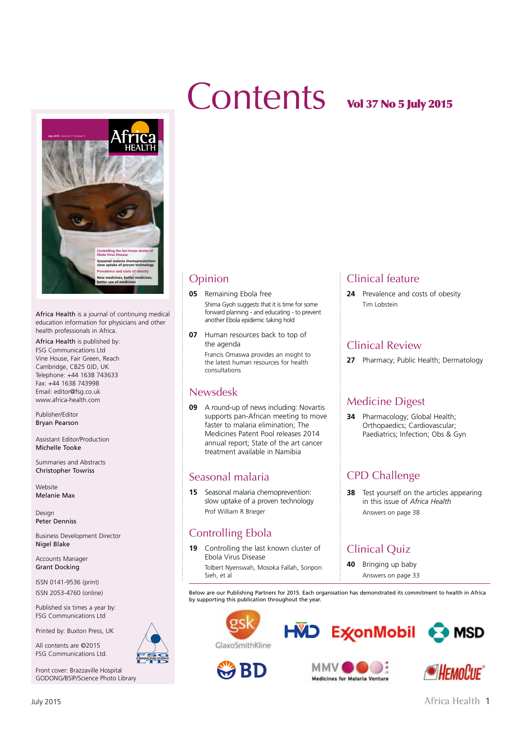# Contents

**Vol 37 No 5 July 2015**

Africa Health is a journal of continuing medical education information for physicians and other health professionals in Africa.

Africa Health is published by:
FSG Communications Ltd
Vine House, Fair Green, Reach
Cambridge, CB25 0JD, UK
Telephone: +44 1638 743633
Fax: +44 1638 743998
Email: editor@fsg.co.uk
www.africa-health.com

Publisher/Editor
**Bryan Pearson**

Assistant Editor/Production
**Michelle Tooke**

Summaries and Abstracts
**Christopher Towriss**

Website
**Melanie Max**

Design
**Peter Dennis**

Business Development Director
**Nigel Blake**

Accounts Manager
**Grant Docking**

ISSN 0141-9536 (print)
ISSN 2053-4760 (online)

Published six times a year by:
FSG Communications Ltd

Printed by: Buxton Press, UK

All contents are ©2015
FSG Communications Ltd.

Front cover: Brazzaville Hospital
GODONG/BSIP/Science Photo Library

## Opinion

**05** Remaining Ebola free
Shima Gyoh suggests that it is time for some forward planning - and educating - to prevent another Ebola epidemic taking hold

**07** Human resources back to top of the agenda
Francis Omaswa provides an insight to the latest human resources for health consultations

## Newsdesk

**09** A round-up of news including: Novartis supports pan-African meeting to move faster to malaria elimination; The Medicines Patent Pool releases 2014 annual report; State of the art cancer treatment available in Namibia

## Seasonal malaria

**15** Seasonal malaria chemoprevention: slow uptake of a proven technology
Prof William R Brieger

## Controlling Ebola

**19** Controlling the last known cluster of Ebola Virus Disease
Tolbert Nyenswah, Mosoka Fallah, Sonpon Sieh, et al

## Clinical feature

**24** Prevalence and costs of obesity
Tim Lobstein

## Clinical Review

**27** Pharmacy; Public Health; Dermatology

## Medicine Digest

**34** Pharmacology; Global Health; Orthopaedics; Cardiovascular; Paediatrics; Infection; Obs & Gyn

## CPD Challenge

**38** Test yourself on the articles appearing in this issue of *Africa Health*
Answers on page 38

## Clinical Quiz

**40** Bringing up baby
Answers on page 33

Below are our Publishing Partners for 2015. Each organisation has demonstrated its commitment to health in Africa by supporting this publication throughout the year.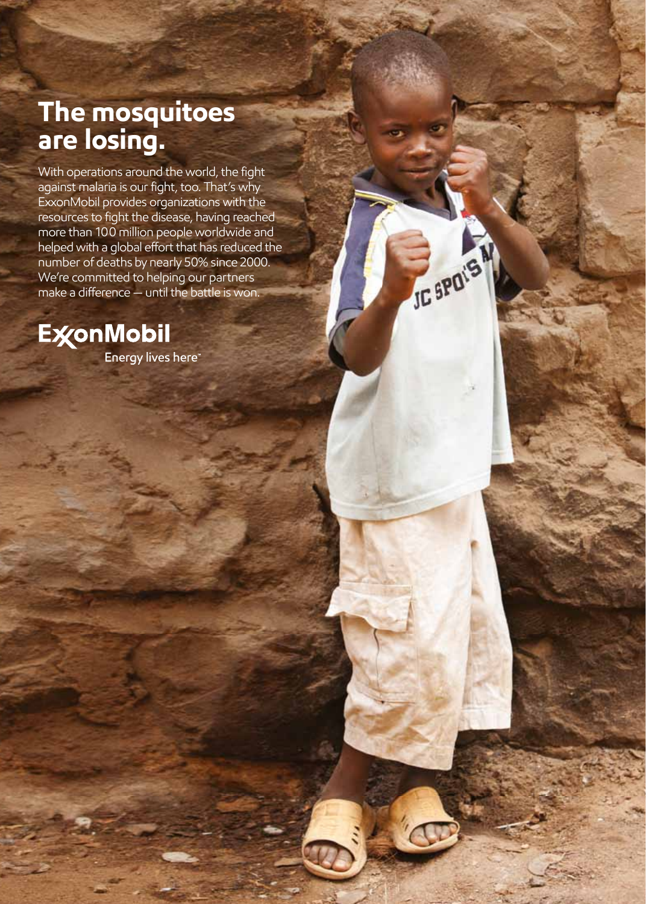# The mosquitoes are losing.

With operations around the world, the fight against malaria is our fight, too. That's why ExxonMobil provides organizations with the resources to fight the disease, having reached more than 100 million people worldwide and helped with a global effort that has reduced the number of deaths by nearly 50% since 2000. We're committed to helping our partners make a difference — until the battle is won.

ExxonMobil

Energy lives here™